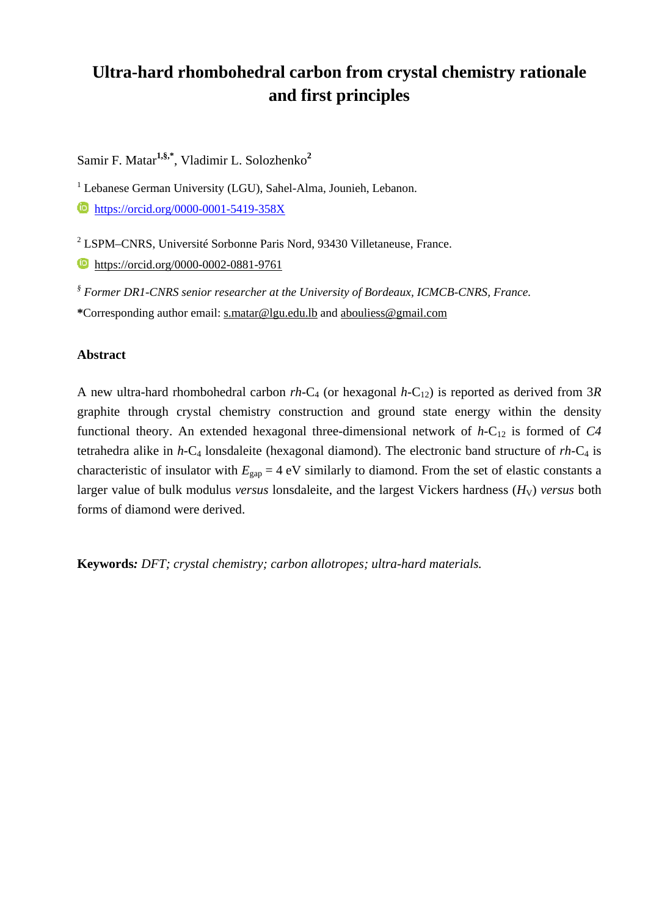# Ultra-hard rhombohedral carbon from crystal chemistry rationale and first principles

Samir F. Matar[1,§,*], Vladimir L. Solozhenko[2]

[1] Lebanese German University (LGU), Sahel-Alma, Jounieh, Lebanon.

https://orcid.org/0000-0001-5419-358X

[2] LSPM–CNRS, Université Sorbonne Paris Nord, 93430 Villetaneuse, France.

https://orcid.org/0000-0002-0881-9761

[§] *Former DR1-CNRS senior researcher at the University of Bordeaux, ICMCB-CNRS, France.*

**\***Corresponding author email: s.matar@lgu.edu.lb and abouliess@gmail.com

## Abstract

A new ultra-hard rhombohedral carbon *rh*-$C_4$ (or hexagonal *h*-$C_{12}$) is reported as derived from 3*R* graphite through crystal chemistry construction and ground state energy within the density functional theory. An extended hexagonal three-dimensional network of *h*-$C_{12}$ is formed of *C4* tetrahedra alike in *h*-$C_4$ lonsdaleite (hexagonal diamond). The electronic band structure of *rh*-$C_4$ is characteristic of insulator with $E_{gap}$ = 4 eV similarly to diamond. From the set of elastic constants a larger value of bulk modulus *versus* lonsdaleite, and the largest Vickers hardness ($H_V$) *versus* both forms of diamond were derived.

**Keywords:** *DFT; crystal chemistry; carbon allotropes; ultra-hard materials.*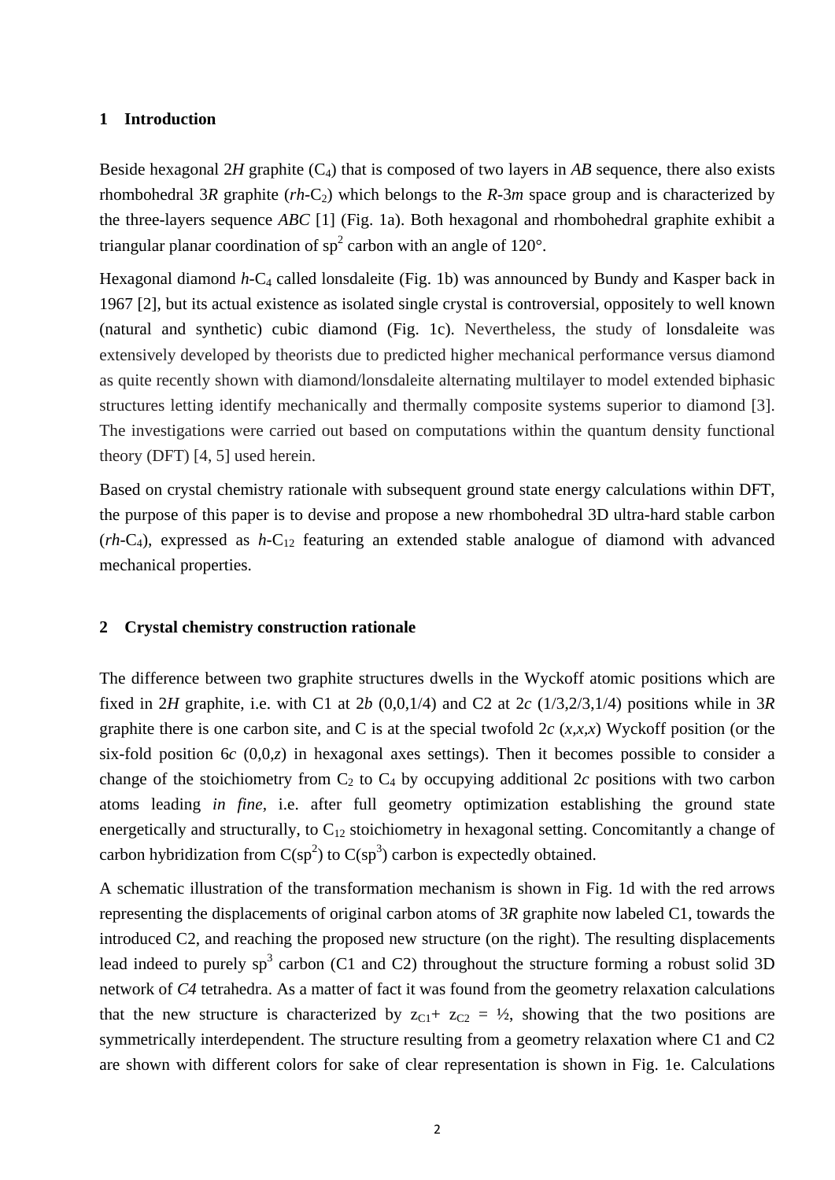## 1 Introduction

Beside hexagonal 2*H* graphite ($C_4$) that is composed of two layers in *AB* sequence, there also exists rhombohedral 3*R* graphite (*rh*-$C_2$) which belongs to the *R*-3*m* space group and is characterized by the three-layers sequence *ABC* [1] (Fig. 1a). Both hexagonal and rhombohedral graphite exhibit a triangular planar coordination of $sp^2$ carbon with an angle of 120°.

Hexagonal diamond *h*-$C_4$ called lonsdaleite (Fig. 1b) was announced by Bundy and Kasper back in 1967 [2], but its actual existence as isolated single crystal is controversial, oppositely to well known (natural and synthetic) cubic diamond (Fig. 1c). Nevertheless, the study of lonsdaleite was extensively developed by theorists due to predicted higher mechanical performance versus diamond as quite recently shown with diamond/lonsdaleite alternating multilayer to model extended biphasic structures letting identify mechanically and thermally composite systems superior to diamond [3]. The investigations were carried out based on computations within the quantum density functional theory (DFT) [4, 5] used herein.

Based on crystal chemistry rationale with subsequent ground state energy calculations within DFT, the purpose of this paper is to devise and propose a new rhombohedral 3D ultra-hard stable carbon (*rh*-$C_4$), expressed as *h*-$C_{12}$ featuring an extended stable analogue of diamond with advanced mechanical properties.

## 2 Crystal chemistry construction rationale

The difference between two graphite structures dwells in the Wyckoff atomic positions which are fixed in 2*H* graphite, i.e. with C1 at 2*b* (0,0,1/4) and C2 at 2*c* (1/3,2/3,1/4) positions while in 3*R* graphite there is one carbon site, and C is at the special twofold 2*c* (*x*,*x*,*x*) Wyckoff position (or the six-fold position 6*c* (0,0,*z*) in hexagonal axes settings). Then it becomes possible to consider a change of the stoichiometry from $C_2$ to $C_4$ by occupying additional 2*c* positions with two carbon atoms leading *in fine*, i.e. after full geometry optimization establishing the ground state energetically and structurally, to $C_{12}$ stoichiometry in hexagonal setting. Concomitantly a change of carbon hybridization from C($sp^2$) to C($sp^3$) carbon is expectedly obtained.

A schematic illustration of the transformation mechanism is shown in Fig. 1d with the red arrows representing the displacements of original carbon atoms of 3*R* graphite now labeled C1, towards the introduced C2, and reaching the proposed new structure (on the right). The resulting displacements lead indeed to purely $sp^3$ carbon (C1 and C2) throughout the structure forming a robust solid 3D network of *C4* tetrahedra. As a matter of fact it was found from the geometry relaxation calculations that the new structure is characterized by $z_{C1} + z_{C2} = ½$, showing that the two positions are symmetrically interdependent. The structure resulting from a geometry relaxation where C1 and C2 are shown with different colors for sake of clear representation is shown in Fig. 1e. Calculations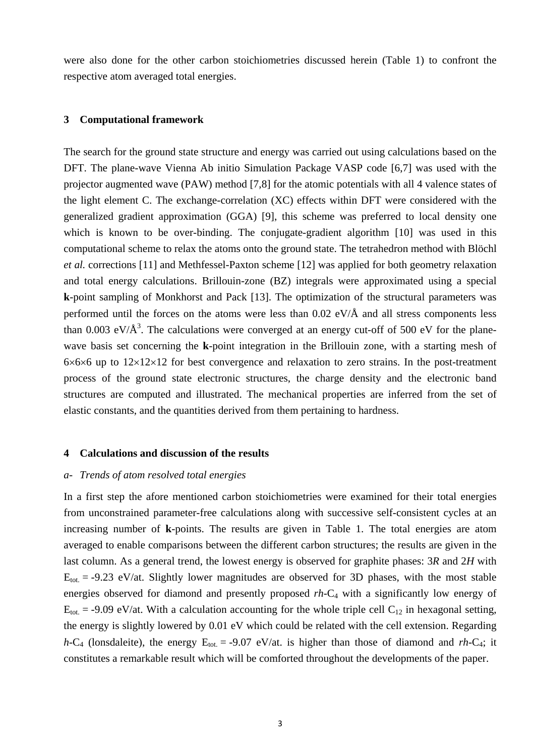were also done for the other carbon stoichiometries discussed herein (Table 1) to confront the respective atom averaged total energies.

## 3 Computational framework

The search for the ground state structure and energy was carried out using calculations based on the DFT. The plane-wave Vienna Ab initio Simulation Package VASP code [6,7] was used with the projector augmented wave (PAW) method [7,8] for the atomic potentials with all 4 valence states of the light element C. The exchange-correlation (XC) effects within DFT were considered with the generalized gradient approximation (GGA) [9], this scheme was preferred to local density one which is known to be over-binding. The conjugate-gradient algorithm [10] was used in this computational scheme to relax the atoms onto the ground state. The tetrahedron method with Blöchl *et al.* corrections [11] and Methfessel-Paxton scheme [12] was applied for both geometry relaxation and total energy calculations. Brillouin-zone (BZ) integrals were approximated using a special **k**-point sampling of Monkhorst and Pack [13]. The optimization of the structural parameters was performed until the forces on the atoms were less than 0.02 eV/Å and all stress components less than 0.003 eV/Å$^3$. The calculations were converged at an energy cut-off of 500 eV for the plane-wave basis set concerning the **k**-point integration in the Brillouin zone, with a starting mesh of $6\times6\times6$ up to $12\times12\times12$ for best convergence and relaxation to zero strains. In the post-treatment process of the ground state electronic structures, the charge density and the electronic band structures are computed and illustrated. The mechanical properties are inferred from the set of elastic constants, and the quantities derived from them pertaining to hardness.

## 4 Calculations and discussion of the results

### *a- Trends of atom resolved total energies*

In a first step the afore mentioned carbon stoichiometries were examined for their total energies from unconstrained parameter-free calculations along with successive self-consistent cycles at an increasing number of **k**-points. The results are given in Table 1. The total energies are atom averaged to enable comparisons between the different carbon structures; the results are given in the last column. As a general trend, the lowest energy is observed for graphite phases: 3*R* and 2*H* with $E_{tot.}$ = -9.23 eV/at. Slightly lower magnitudes are observed for 3D phases, with the most stable energies observed for diamond and presently proposed *rh*-$C_4$ with a significantly low energy of $E_{tot.}$ = -9.09 eV/at. With a calculation accounting for the whole triple cell $C_{12}$ in hexagonal setting, the energy is slightly lowered by 0.01 eV which could be related with the cell extension. Regarding *h*-$C_4$ (lonsdaleite), the energy $E_{tot.}$ = -9.07 eV/at. is higher than those of diamond and *rh*-$C_4$; it constitutes a remarkable result which will be comforted throughout the developments of the paper.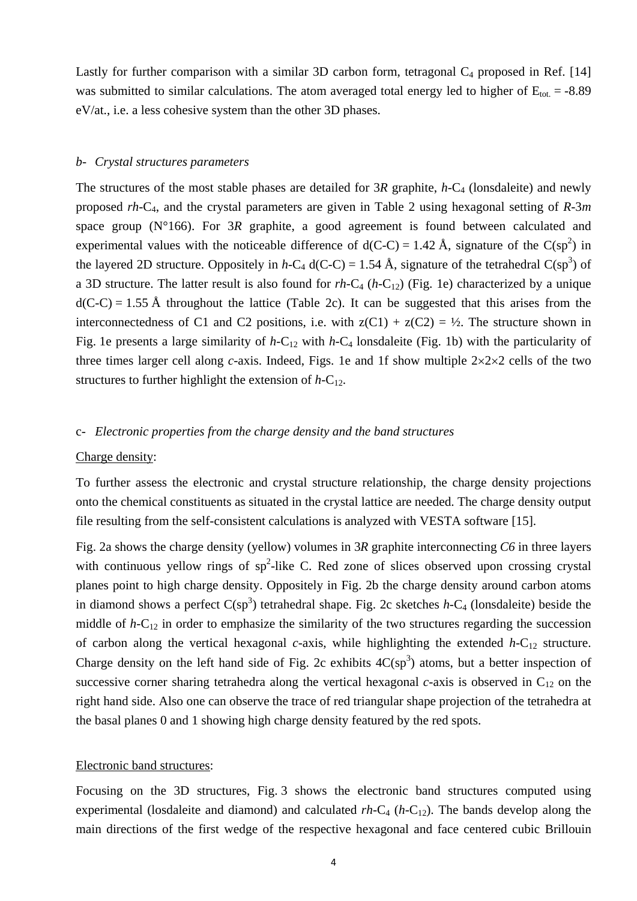Lastly for further comparison with a similar 3D carbon form, tetragonal $C_4$ proposed in Ref. [14] was submitted to similar calculations. The atom averaged total energy led to higher of $E_{tot.}$ = -8.89 eV/at., i.e. a less cohesive system than the other 3D phases.

### b- *Crystal structures parameters*

The structures of the most stable phases are detailed for 3*R* graphite, *h*-$C_4$ (lonsdaleite) and newly proposed *rh*-$C_4$, and the crystal parameters are given in Table 2 using hexagonal setting of *R*-3*m* space group (N°166). For 3*R* graphite, a good agreement is found between calculated and experimental values with the noticeable difference of d(C-C) = 1.42 Å, signature of the C($sp^2$) in the layered 2D structure. Oppositely in *h*-$C_4$ d(C-C) = 1.54 Å, signature of the tetrahedral C($sp^3$) of a 3D structure. The latter result is also found for *rh*-$C_4$ (*h*-$C_{12}$) (Fig. 1e) characterized by a unique d(C-C) = 1.55 Å throughout the lattice (Table 2c). It can be suggested that this arises from the interconnectedness of C1 and C2 positions, i.e. with z(C1) + z(C2) = ½. The structure shown in Fig. 1e presents a large similarity of *h*-$C_{12}$ with *h*-$C_4$ lonsdaleite (Fig. 1b) with the particularity of three times larger cell along *c*-axis. Indeed, Figs. 1e and 1f show multiple 2×2×2 cells of the two structures to further highlight the extension of *h*-$C_{12}$.

### c- *Electronic properties from the charge density and the band structures*

Charge density:

To further assess the electronic and crystal structure relationship, the charge density projections onto the chemical constituents as situated in the crystal lattice are needed. The charge density output file resulting from the self-consistent calculations is analyzed with VESTA software [15].

Fig. 2a shows the charge density (yellow) volumes in 3*R* graphite interconnecting *C6* in three layers with continuous yellow rings of $sp^2$-like C. Red zone of slices observed upon crossing crystal planes point to high charge density. Oppositely in Fig. 2b the charge density around carbon atoms in diamond shows a perfect C($sp^3$) tetrahedral shape. Fig. 2c sketches *h*-$C_4$ (lonsdaleite) beside the middle of *h*-$C_{12}$ in order to emphasize the similarity of the two structures regarding the succession of carbon along the vertical hexagonal *c*-axis, while highlighting the extended *h*-$C_{12}$ structure. Charge density on the left hand side of Fig. 2c exhibits 4C($sp^3$) atoms, but a better inspection of successive corner sharing tetrahedra along the vertical hexagonal *c*-axis is observed in $C_{12}$ on the right hand side. Also one can observe the trace of red triangular shape projection of the tetrahedra at the basal planes 0 and 1 showing high charge density featured by the red spots.

Electronic band structures:

Focusing on the 3D structures, Fig. 3 shows the electronic band structures computed using experimental (losdaleite and diamond) and calculated *rh*-$C_4$ (*h*-$C_{12}$). The bands develop along the main directions of the first wedge of the respective hexagonal and face centered cubic Brillouin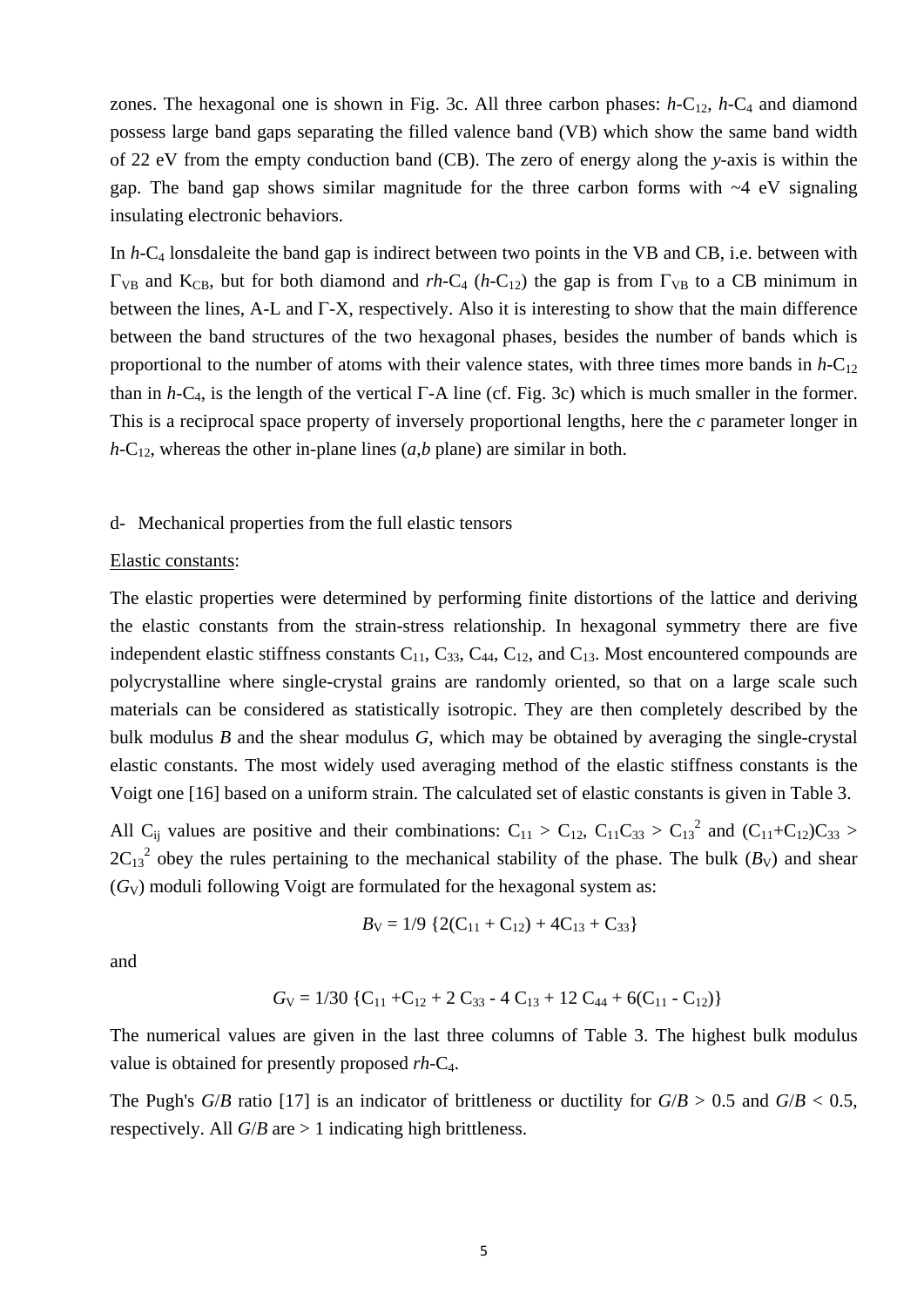zones. The hexagonal one is shown in Fig. 3c. All three carbon phases: *h*-$C_{12}$, *h*-$C_4$ and diamond possess large band gaps separating the filled valence band (VB) which show the same band width of 22 eV from the empty conduction band (CB). The zero of energy along the *y*-axis is within the gap. The band gap shows similar magnitude for the three carbon forms with ~4 eV signaling insulating electronic behaviors.

In *h*-$C_4$ lonsdaleite the band gap is indirect between two points in the VB and CB, i.e. between with $\Gamma_{VB}$ and $K_{CB}$, but for both diamond and *rh*-$C_4$ (*h*-$C_{12}$) the gap is from $\Gamma_{VB}$ to a CB minimum in between the lines, A-L and Γ-X, respectively. Also it is interesting to show that the main difference between the band structures of the two hexagonal phases, besides the number of bands which is proportional to the number of atoms with their valence states, with three times more bands in *h*-$C_{12}$ than in *h*-$C_4$, is the length of the vertical Γ-A line (cf. Fig. 3c) which is much smaller in the former. This is a reciprocal space property of inversely proportional lengths, here the *c* parameter longer in *h*-$C_{12}$, whereas the other in-plane lines (*a,b* plane) are similar in both.

## d- Mechanical properties from the full elastic tensors

Elastic constants:

The elastic properties were determined by performing finite distortions of the lattice and deriving the elastic constants from the strain-stress relationship. In hexagonal symmetry there are five independent elastic stiffness constants $C_{11}$, $C_{33}$, $C_{44}$, $C_{12}$, and $C_{13}$. Most encountered compounds are polycrystalline where single-crystal grains are randomly oriented, so that on a large scale such materials can be considered as statistically isotropic. They are then completely described by the bulk modulus *B* and the shear modulus *G*, which may be obtained by averaging the single-crystal elastic constants. The most widely used averaging method of the elastic stiffness constants is the Voigt one [16] based on a uniform strain. The calculated set of elastic constants is given in Table 3.

All $C_{ij}$ values are positive and their combinations: $C_{11} > C_{12}$, $C_{11}C_{33} > C_{13}^2$ and $(C_{11}+C_{12})C_{33} > 2C_{13}^2$ obey the rules pertaining to the mechanical stability of the phase. The bulk ($B_V$) and shear ($G_V$) moduli following Voigt are formulated for the hexagonal system as:

$$B_V = 1/9 \{2(C_{11} + C_{12}) + 4C_{13} + C_{33}\}$$

and

$$G_V = 1/30 \{C_{11} + C_{12} + 2 C_{33} - 4 C_{13} + 12 C_{44} + 6(C_{11} - C_{12})\}$$

The numerical values are given in the last three columns of Table 3. The highest bulk modulus value is obtained for presently proposed *rh*-$C_4$.

The Pugh's *G*/*B* ratio [17] is an indicator of brittleness or ductility for $G/B > 0.5$ and $G/B < 0.5$, respectively. All *G*/*B* are > 1 indicating high brittleness.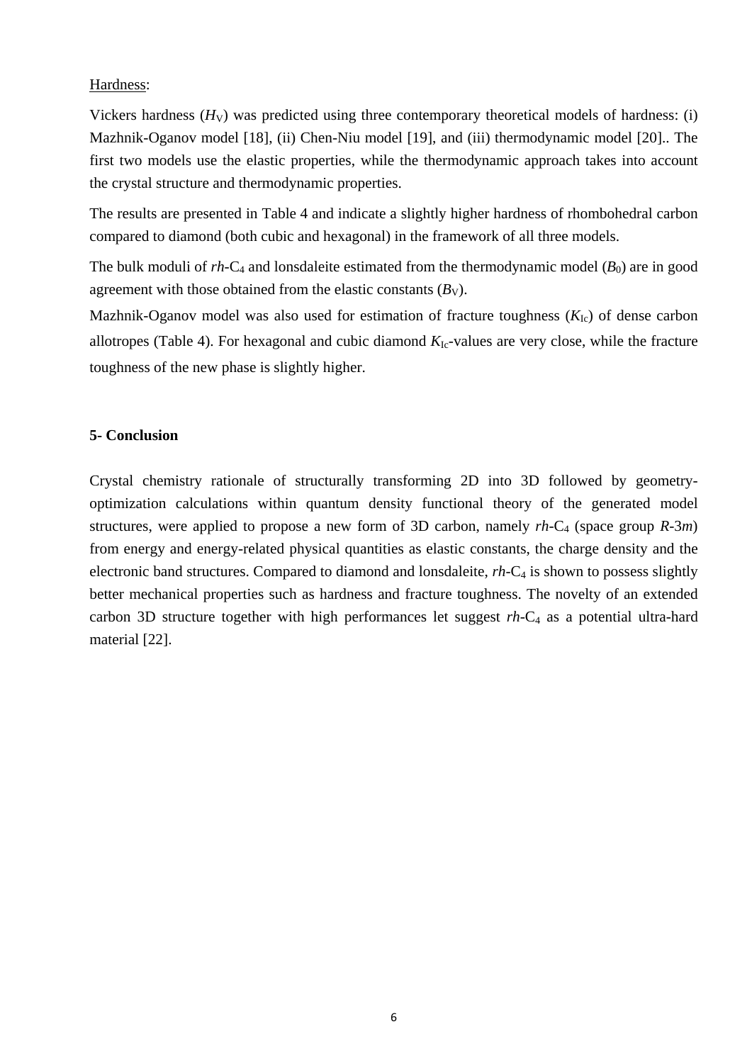Hardness:

Vickers hardness ($H_V$) was predicted using three contemporary theoretical models of hardness: (i) Mazhnik-Oganov model [18], (ii) Chen-Niu model [19], and (iii) thermodynamic model [20].. The first two models use the elastic properties, while the thermodynamic approach takes into account the crystal structure and thermodynamic properties.

The results are presented in Table 4 and indicate a slightly higher hardness of rhombohedral carbon compared to diamond (both cubic and hexagonal) in the framework of all three models.

The bulk moduli of *rh*-$C_4$ and lonsdaleite estimated from the thermodynamic model ($B_0$) are in good agreement with those obtained from the elastic constants ($B_V$).

Mazhnik-Oganov model was also used for estimation of fracture toughness ($K_{Ic}$) of dense carbon allotropes (Table 4). For hexagonal and cubic diamond $K_{Ic}$-values are very close, while the fracture toughness of the new phase is slightly higher.

## 5- Conclusion

Crystal chemistry rationale of structurally transforming 2D into 3D followed by geometry-optimization calculations within quantum density functional theory of the generated model structures, were applied to propose a new form of 3D carbon, namely *rh*-$C_4$ (space group *R*-3*m*) from energy and energy-related physical quantities as elastic constants, the charge density and the electronic band structures. Compared to diamond and lonsdaleite, *rh*-$C_4$ is shown to possess slightly better mechanical properties such as hardness and fracture toughness. The novelty of an extended carbon 3D structure together with high performances let suggest *rh*-$C_4$ as a potential ultra-hard material [22].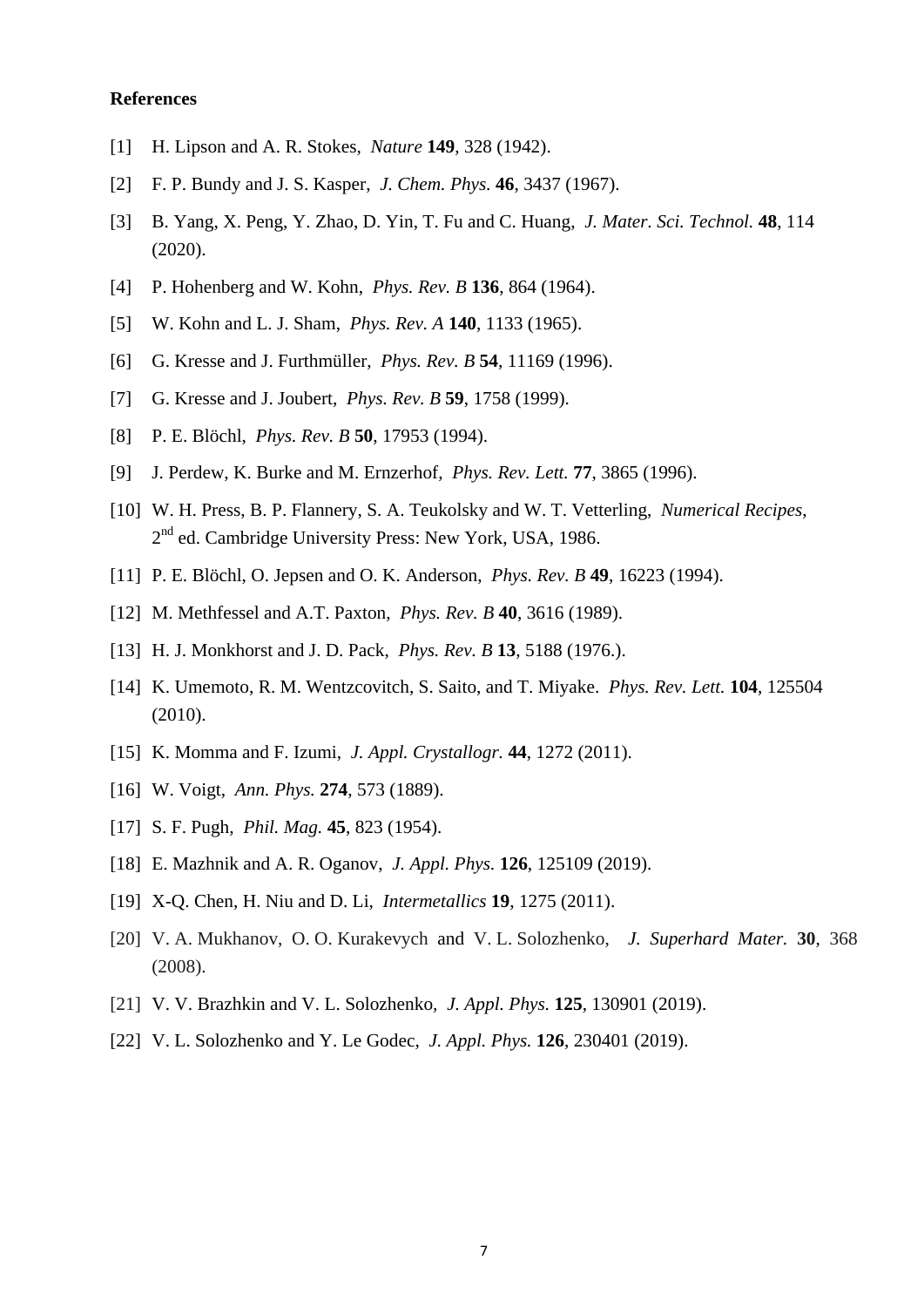**References**

[1] H. Lipson and A. R. Stokes, *Nature* **149**, 328 (1942).

[2] F. P. Bundy and J. S. Kasper, *J. Chem. Phys.* **46**, 3437 (1967).

[3] B. Yang, X. Peng, Y. Zhao, D. Yin, T. Fu and C. Huang, *J. Mater. Sci. Technol.* **48**, 114 (2020).

[4] P. Hohenberg and W. Kohn, *Phys. Rev. B* **136**, 864 (1964).

[5] W. Kohn and L. J. Sham, *Phys. Rev. A* **140**, 1133 (1965).

[6] G. Kresse and J. Furthmüller, *Phys. Rev. B* **54**, 11169 (1996).

[7] G. Kresse and J. Joubert, *Phys. Rev. B* **59**, 1758 (1999).

[8] P. E. Blöchl, *Phys. Rev. B* **50**, 17953 (1994).

[9] J. Perdew, K. Burke and M. Ernzerhof, *Phys. Rev. Lett.* **77**, 3865 (1996).

[10] W. H. Press, B. P. Flannery, S. A. Teukolsky and W. T. Vetterling, *Numerical Recipes*, 2nd ed. Cambridge University Press: New York, USA, 1986.

[11] P. E. Blöchl, O. Jepsen and O. K. Anderson, *Phys. Rev. B* **49**, 16223 (1994).

[12] M. Methfessel and A.T. Paxton, *Phys. Rev. B* **40**, 3616 (1989).

[13] H. J. Monkhorst and J. D. Pack, *Phys. Rev. B* **13**, 5188 (1976.).

[14] K. Umemoto, R. M. Wentzcovitch, S. Saito, and T. Miyake. *Phys. Rev. Lett.* **104**, 125504 (2010).

[15] K. Momma and F. Izumi, *J. Appl. Crystallogr.* **44**, 1272 (2011).

[16] W. Voigt, *Ann. Phys.* **274**, 573 (1889).

[17] S. F. Pugh, *Phil. Mag.* **45**, 823 (1954).

[18] E. Mazhnik and A. R. Oganov, *J. Appl. Phys.* **126**, 125109 (2019).

[19] X-Q. Chen, H. Niu and D. Li, *Intermetallics* **19**, 1275 (2011).

[20] V. A. Mukhanov, O. O. Kurakevych and V. L. Solozhenko, *J. Superhard Mater.* **30**, 368 (2008).

[21] V. V. Brazhkin and V. L. Solozhenko, *J. Appl. Phys.* **125**, 130901 (2019).

[22] V. L. Solozhenko and Y. Le Godec, *J. Appl. Phys.* **126**, 230401 (2019).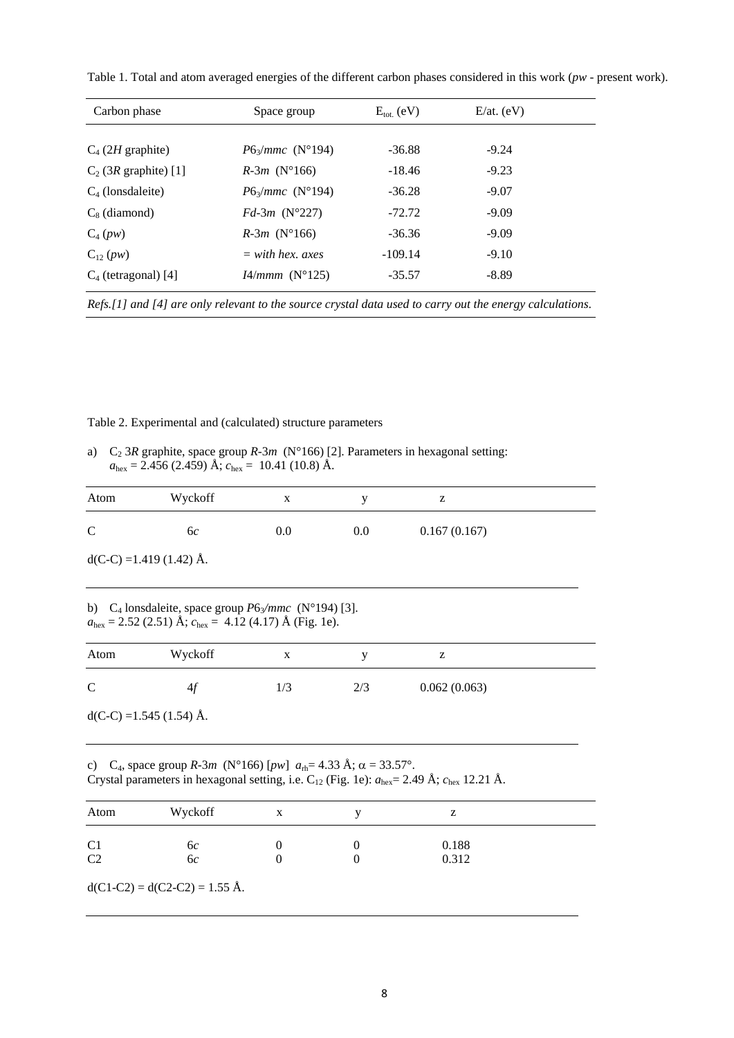Table 1. Total and atom averaged energies of the different carbon phases considered in this work (*pw* - present work).

| Carbon phase | Space group | $E_{tot.}$ (eV) | E/at. (eV) |
|---|---|---|---|
| $C_4$ (2*H* graphite) | $P6_3/mmc$ (N°194) | -36.88 | -9.24 |
| $C_2$ (3*R* graphite) [1] | *R*-3*m* (N°166) | -18.46 | -9.23 |
| $C_4$ (lonsdaleite) | $P6_3/mmc$ (N°194) | -36.28 | -9.07 |
| $C_8$ (diamond) | *Fd*-3*m* (N°227) | -72.72 | -9.09 |
| $C_4$ (*pw*) | *R*-3*m* (N°166) | -36.36 | -9.09 |
| $C_{12}$ (*pw*) | *= with hex. axes* | -109.14 | -9.10 |
| $C_4$ (tetragonal) [4] | *I*4/*mmm* (N°125) | -35.57 | -8.89 |

*Refs.[1] and [4] are only relevant to the source crystal data used to carry out the energy calculations.*

Table 2. Experimental and (calculated) structure parameters

a) $C_2$ 3*R* graphite, space group *R*-3*m* (N°166) [2]. Parameters in hexagonal setting:
$a_{hex}$ = 2.456 (2.459) Å; $c_{hex}$ = 10.41 (10.8) Å.

| Atom | Wyckoff | x | y | z |
|---|---|---|---|---|
| C | 6*c* | 0.0 | 0.0 | 0.167 (0.167) |

d(C-C) =1.419 (1.42) Å.

b) $C_4$ lonsdaleite, space group $P6_3/mmc$ (N°194) [3].
$a_{hex}$ = 2.52 (2.51) Å; $c_{hex}$ = 4.12 (4.17) Å (Fig. 1e).

| Atom | Wyckoff | x | y | z |
|---|---|---|---|---|
| C | 4*f* | 1/3 | 2/3 | 0.062 (0.063) |

d(C-C) =1.545 (1.54) Å.

c) $C_4$, space group *R*-3*m* (N°166) [*pw*] $a_{rh}$= 4.33 Å; $\alpha$ = 33.57°.
Crystal parameters in hexagonal setting, i.e. $C_{12}$ (Fig. 1e): $a_{hex}$= 2.49 Å; $c_{hex}$ 12.21 Å.

| Atom | Wyckoff | x | y | z |
|---|---|---|---|---|
| C1 | 6*c* | 0 | 0 | 0.188 |
| C2 | 6*c* | 0 | 0 | 0.312 |

d(C1-C2) = d(C2-C2) = 1.55 Å.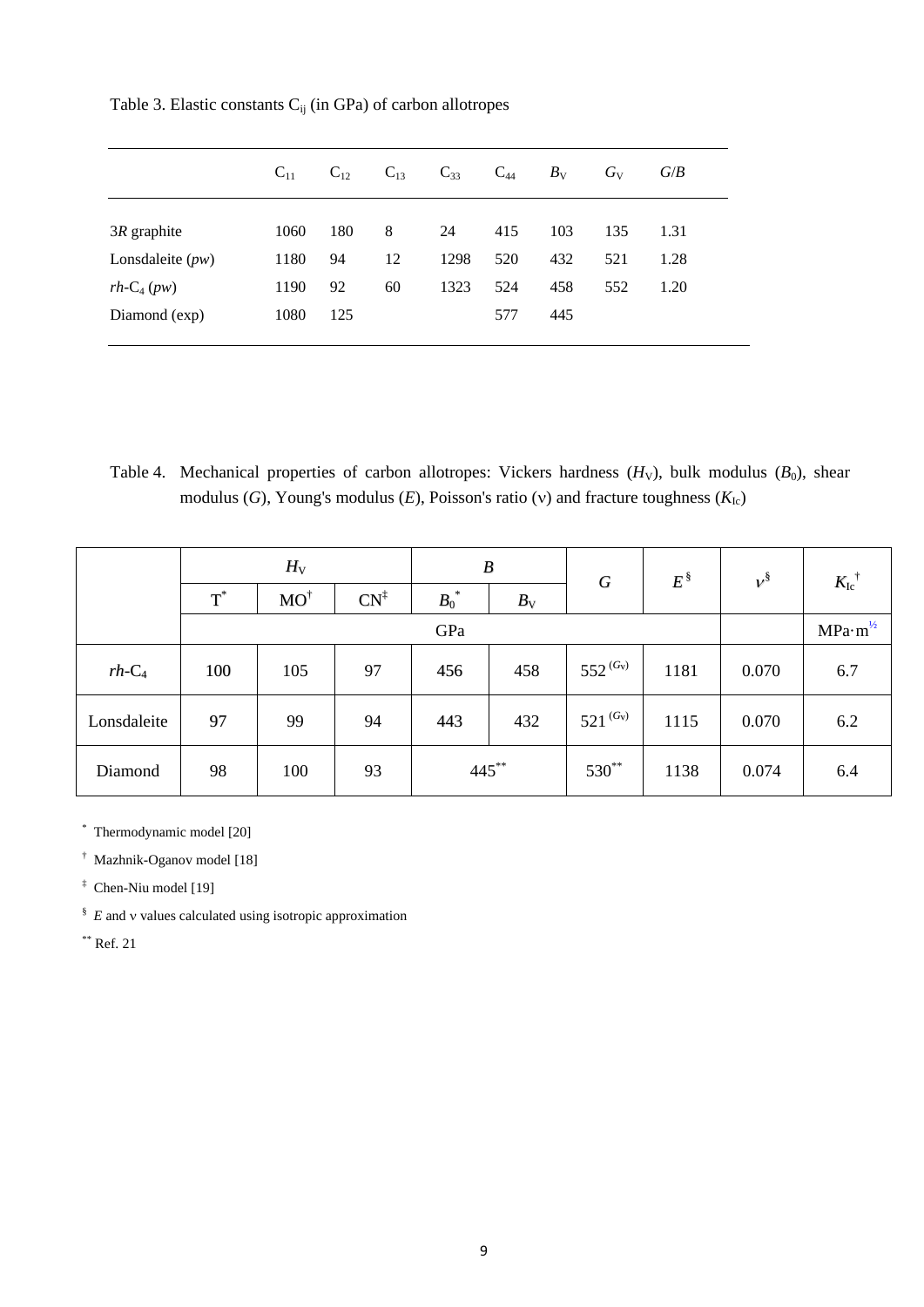Table 3. Elastic constants $C_{ij}$ (in GPa) of carbon allotropes

| | $C_{11}$ | $C_{12}$ | $C_{13}$ | $C_{33}$ | $C_{44}$ | $B_V$ | $G_V$ | $G/B$ |
|---|---|---|---|---|---|---|---|---|
| 3*R* graphite | 1060 | 180 | 8 | 24 | 415 | 103 | 135 | 1.31 |
| Lonsdaleite (*pw*) | 1180 | 94 | 12 | 1298 | 520 | 432 | 521 | 1.28 |
| *rh*-$C_4$ (*pw*) | 1190 | 92 | 60 | 1323 | 524 | 458 | 552 | 1.20 |
| Diamond (exp) | 1080 | 125 | | | 577 | 445 | | |

Table 4. Mechanical properties of carbon allotropes: Vickers hardness ($H_V$), bulk modulus ($B_0$), shear modulus ($G$), Young's modulus ($E$), Poisson's ratio (ν) and fracture toughness ($K_{Ic}$)

| | $H_V$ | | | $B$ | | $G$ | $E$ [§] | $\nu$ [§] | $K_{Ic}$ [†] |
|---|---|---|---|---|---|---|---|---|---|
| | T [*] | MO [†] | CN [‡] | $B_0$ [*] | $B_V$ | | | | |
| | GPa | | | | | | | | MPa·m$^{1/2}$ |
| *rh*-$C_4$ | 100 | 105 | 97 | 456 | 458 | 552 $^{(G_V)}$ | 1181 | 0.070 | 6.7 |
| Lonsdaleite | 97 | 99 | 94 | 443 | 432 | 521 $^{(G_V)}$ | 1115 | 0.070 | 6.2 |
| Diamond | 98 | 100 | 93 | 445 [**] | | 530 [**] | 1138 | 0.074 | 6.4 |

[*] Thermodynamic model [20]

[†] Mazhnik-Oganov model [18]

[‡] Chen-Niu model [19]

[§] $E$ and ν values calculated using isotropic approximation

[**] Ref. 21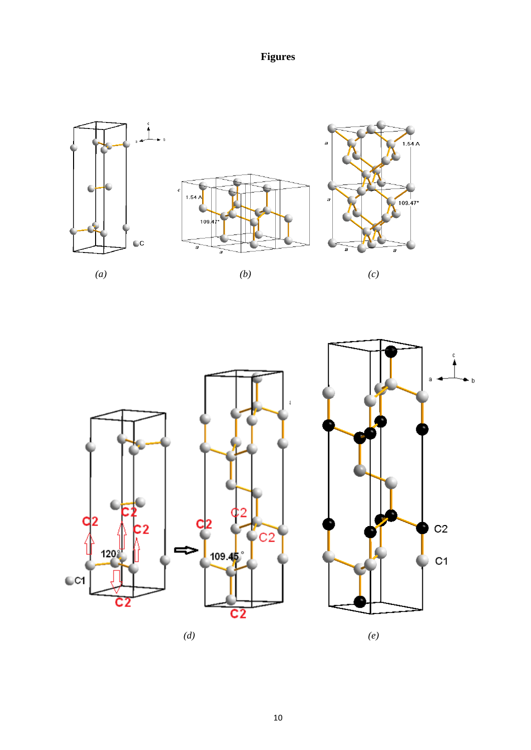**Figures**

*(a)* *(b)* *(c)*

*(d)* *(e)*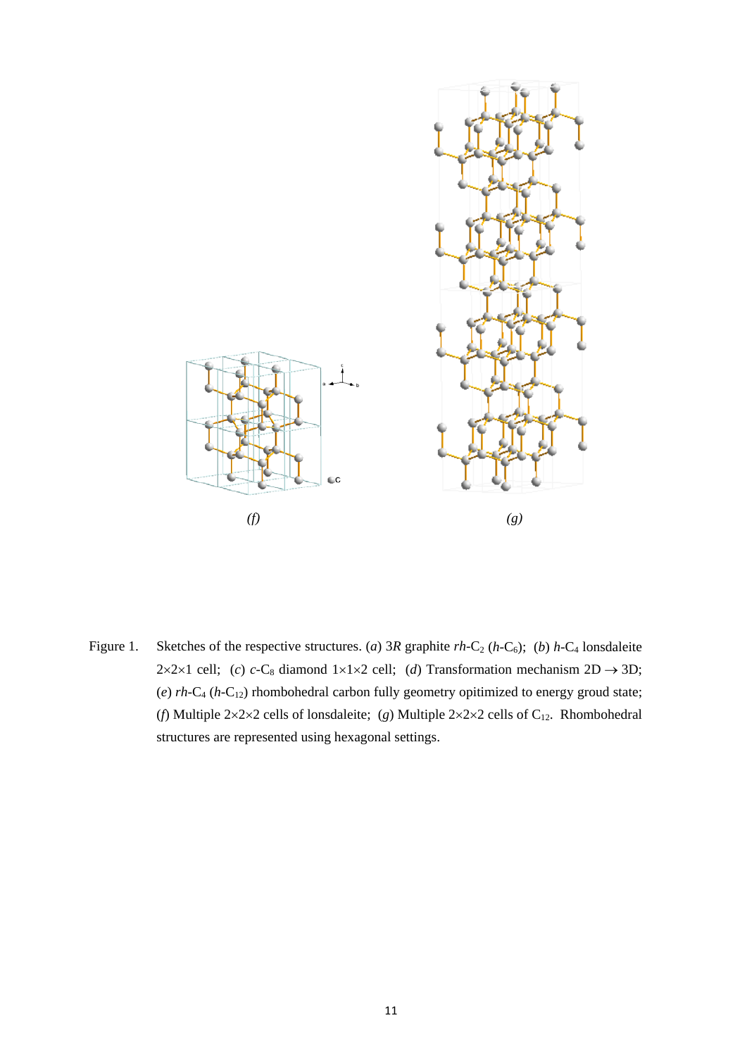*(f)* *(g)*

Figure 1. Sketches of the respective structures. (*a*) 3*R* graphite *rh*-$C_2$ (*h*-$C_6$); (*b*) *h*-$C_4$ lonsdaleite 2×2×1 cell; (*c*) *c*-$C_8$ diamond 1×1×2 cell; (*d*) Transformation mechanism 2D $\rightarrow$ 3D; (*e*) *rh*-$C_4$ (*h*-$C_{12}$) rhombohedral carbon fully geometry opitimized to energy groud state; (*f*) Multiple 2×2×2 cells of lonsdaleite; (*g*) Multiple 2×2×2 cells of $C_{12}$. Rhombohedral structures are represented using hexagonal settings.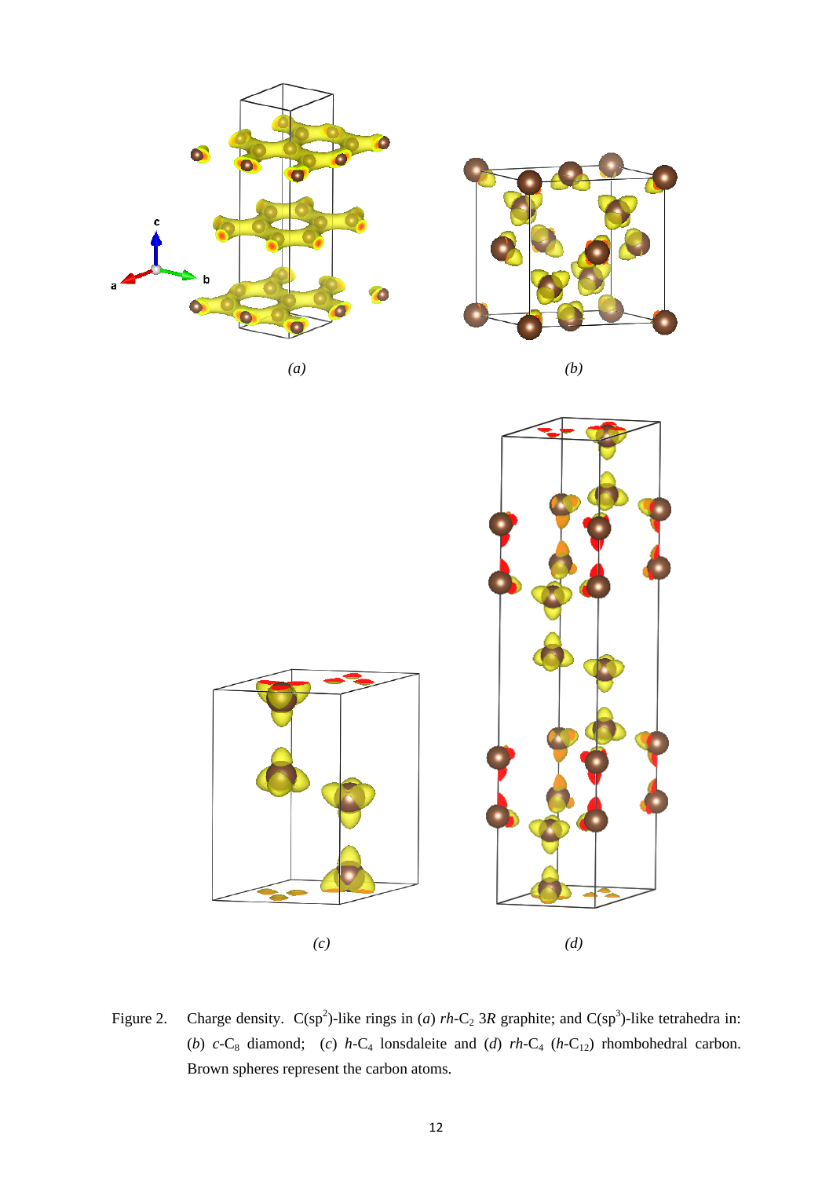(a)

(b)

(c)

(d)

Figure 2. Charge density. C($sp^2$)-like rings in (*a*) *rh*-$C_2$ 3*R* graphite; and C($sp^3$)-like tetrahedra in: (*b*) *c*-$C_8$ diamond; (*c*) *h*-$C_4$ lonsdaleite and (*d*) *rh*-$C_4$ (*h*-$C_{12}$) rhombohedral carbon. Brown spheres represent the carbon atoms.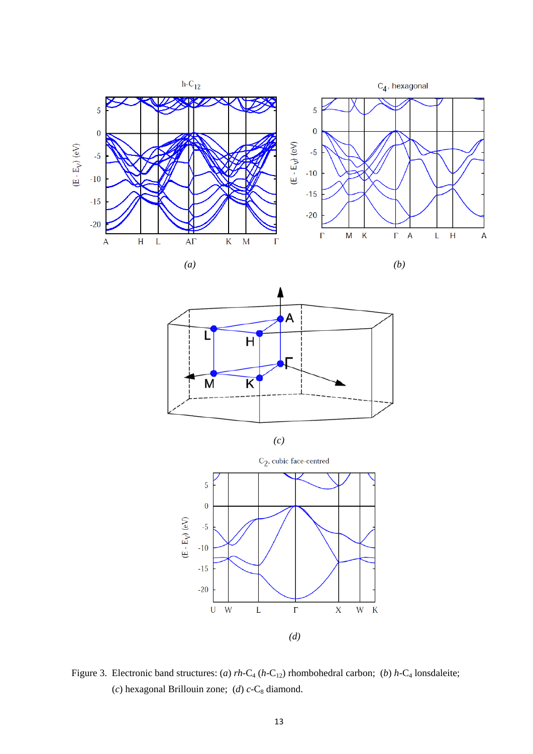h-$C_{12}$

5
0
-5
-10
-15
-20

(E - $E_V$) (eV)

A H L AΓ K M Γ

*(a)*

$C_4$, hexagonal

5
0
-5
-10
-15
-20

(E - $E_V$) (eV)

Γ M K Γ A L H A

*(b)*

A
L
H
Γ
M
K

*(c)*

$C_2$, cubic face-centred

5
0
-5
-10
-15
-20

(E - $E_V$) (eV)

U W L Γ X W K

*(d)*

Figure 3. Electronic band structures: (*a*) *rh*-$C_4$ (*h*-$C_{12}$) rhombohedral carbon; (*b*) *h*-$C_4$ lonsdaleite; (*c*) hexagonal Brillouin zone; (*d*) *c*-$C_8$ diamond.